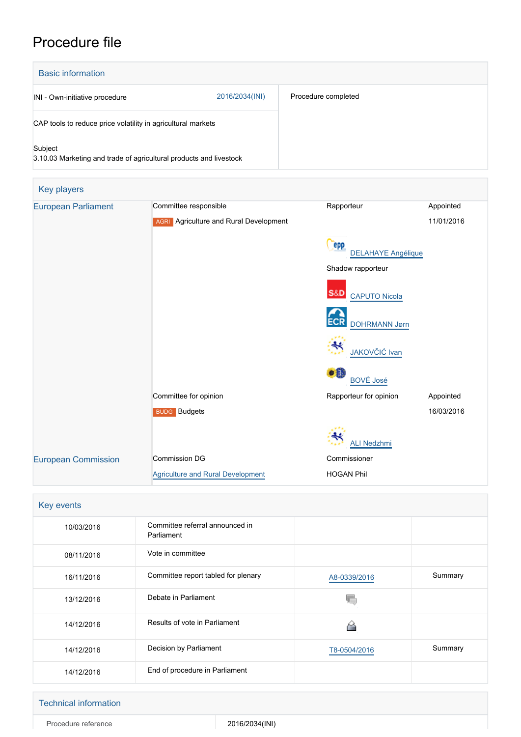# Procedure file

## Basic information

| | |
|---|---|
| INI - Own-initiative procedure 2016/2034(INI) | Procedure completed |
| CAP tools to reduce price volatility in agricultural markets | |
| Subject<br>3.10.03 Marketing and trade of agricultural products and livestock | |

## Key players

| | | | |
|---|---|---|---|
| European Parliament | Committee responsible | Rapporteur | Appointed |
| | AGRI Agriculture and Rural Development | | 11/01/2016 |
| | | DELAHAYE Angélique | |
| | | Shadow rapporteur | |
| | | CAPUTO Nicola | |
| | | DOHRMANN Jørn | |
| | | JAKOVČIĆ Ivan | |
| | | BOVÉ José | |
| | Committee for opinion | Rapporteur for opinion | Appointed |
| | BUDG Budgets | | 16/03/2016 |
| | | ALI Nedzhmi | |
| European Commission | Commission DG | Commissioner | |
| | Agriculture and Rural Development | HOGAN Phil | |

## Key events

| | | | |
|---|---|---|---|
| 10/03/2016 | Committee referral announced in Parliament | | |
| 08/11/2016 | Vote in committee | | |
| 16/11/2016 | Committee report tabled for plenary | A8-0339/2016 | Summary |
| 13/12/2016 | Debate in Parliament | | |
| 14/12/2016 | Results of vote in Parliament | | |
| 14/12/2016 | Decision by Parliament | T8-0504/2016 | Summary |
| 14/12/2016 | End of procedure in Parliament | | |

## Technical information

| | |
|---|---|
| Procedure reference | 2016/2034(INI) |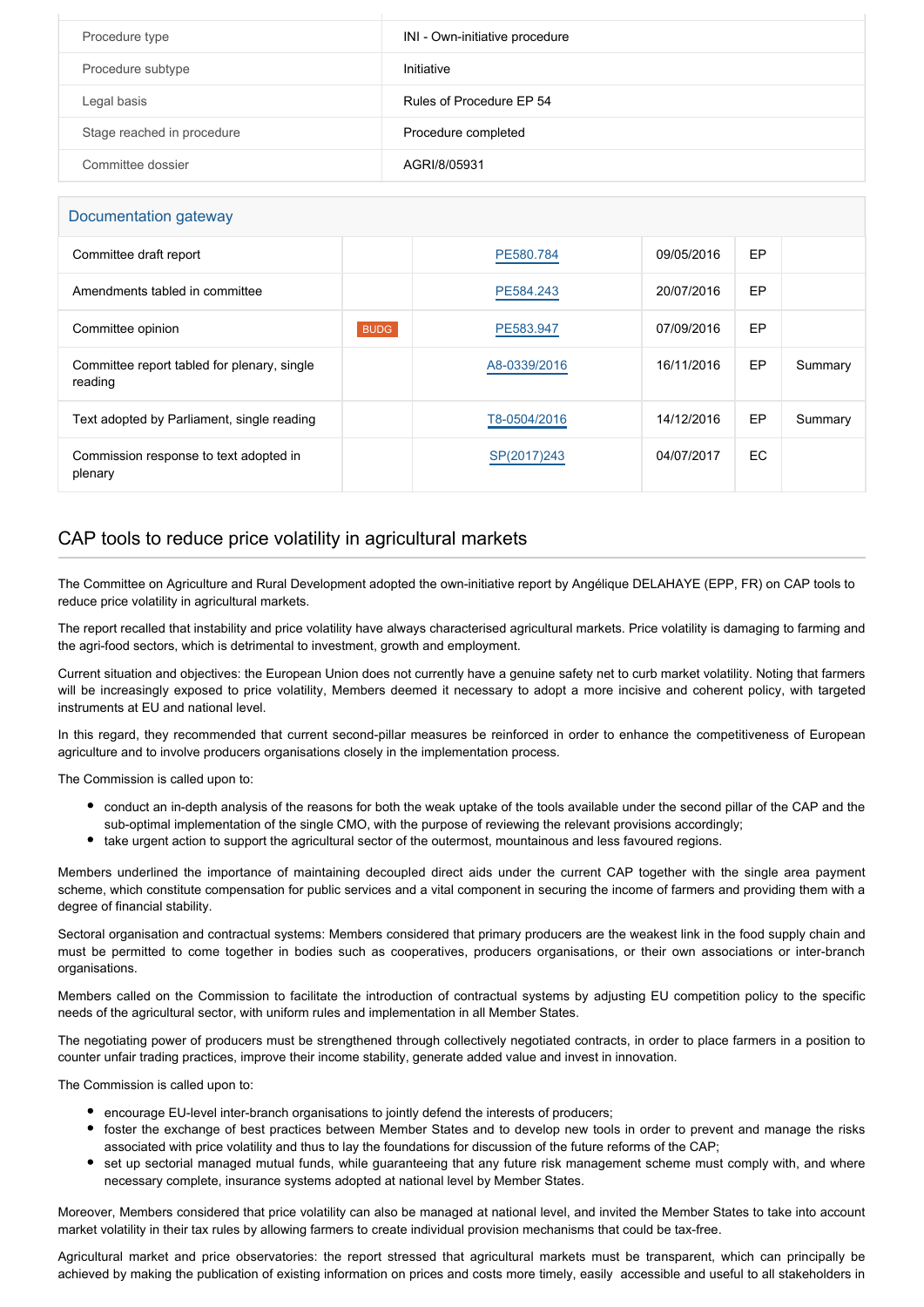| Procedure type | INI - Own-initiative procedure |
|---|---|
| Procedure subtype | Initiative |
| Legal basis | Rules of Procedure EP 54 |
| Stage reached in procedure | Procedure completed |
| Committee dossier | AGRI/8/05931 |

## Documentation gateway

| | | | | | |
|---|---|---|---|---|---|
| Committee draft report | | PE580.784 | 09/05/2016 | EP | |
| Amendments tabled in committee | | PE584.243 | 20/07/2016 | EP | |
| Committee opinion | BUDG | PE583.947 | 07/09/2016 | EP | |
| Committee report tabled for plenary, single reading | | A8-0339/2016 | 16/11/2016 | EP | Summary |
| Text adopted by Parliament, single reading | | T8-0504/2016 | 14/12/2016 | EP | Summary |
| Commission response to text adopted in plenary | | SP(2017)243 | 04/07/2017 | EC | |

## CAP tools to reduce price volatility in agricultural markets

The Committee on Agriculture and Rural Development adopted the own-initiative report by Angélique DELAHAYE (EPP, FR) on CAP tools to reduce price volatility in agricultural markets.

The report recalled that instability and price volatility have always characterised agricultural markets. Price volatility is damaging to farming and the agri-food sectors, which is detrimental to investment, growth and employment.

Current situation and objectives: the European Union does not currently have a genuine safety net to curb market volatility. Noting that farmers will be increasingly exposed to price volatility, Members deemed it necessary to adopt a more incisive and coherent policy, with targeted instruments at EU and national level.

In this regard, they recommended that current second-pillar measures be reinforced in order to enhance the competitiveness of European agriculture and to involve producers organisations closely in the implementation process.

The Commission is called upon to:

- conduct an in-depth analysis of the reasons for both the weak uptake of the tools available under the second pillar of the CAP and the sub-optimal implementation of the single CMO, with the purpose of reviewing the relevant provisions accordingly;
- take urgent action to support the agricultural sector of the outermost, mountainous and less favoured regions.

Members underlined the importance of maintaining decoupled direct aids under the current CAP together with the single area payment scheme, which constitute compensation for public services and a vital component in securing the income of farmers and providing them with a degree of financial stability.

Sectoral organisation and contractual systems: Members considered that primary producers are the weakest link in the food supply chain and must be permitted to come together in bodies such as cooperatives, producers organisations, or their own associations or inter-branch organisations.

Members called on the Commission to facilitate the introduction of contractual systems by adjusting EU competition policy to the specific needs of the agricultural sector, with uniform rules and implementation in all Member States.

The negotiating power of producers must be strengthened through collectively negotiated contracts, in order to place farmers in a position to counter unfair trading practices, improve their income stability, generate added value and invest in innovation.

The Commission is called upon to:

- encourage EU-level inter-branch organisations to jointly defend the interests of producers;
- foster the exchange of best practices between Member States and to develop new tools in order to prevent and manage the risks associated with price volatility and thus to lay the foundations for discussion of the future reforms of the CAP;
- set up sectorial managed mutual funds, while guaranteeing that any future risk management scheme must comply with, and where necessary complete, insurance systems adopted at national level by Member States.

Moreover, Members considered that price volatility can also be managed at national level, and invited the Member States to take into account market volatility in their tax rules by allowing farmers to create individual provision mechanisms that could be tax-free.

Agricultural market and price observatories: the report stressed that agricultural markets must be transparent, which can principally be achieved by making the publication of existing information on prices and costs more timely, easily accessible and useful to all stakeholders in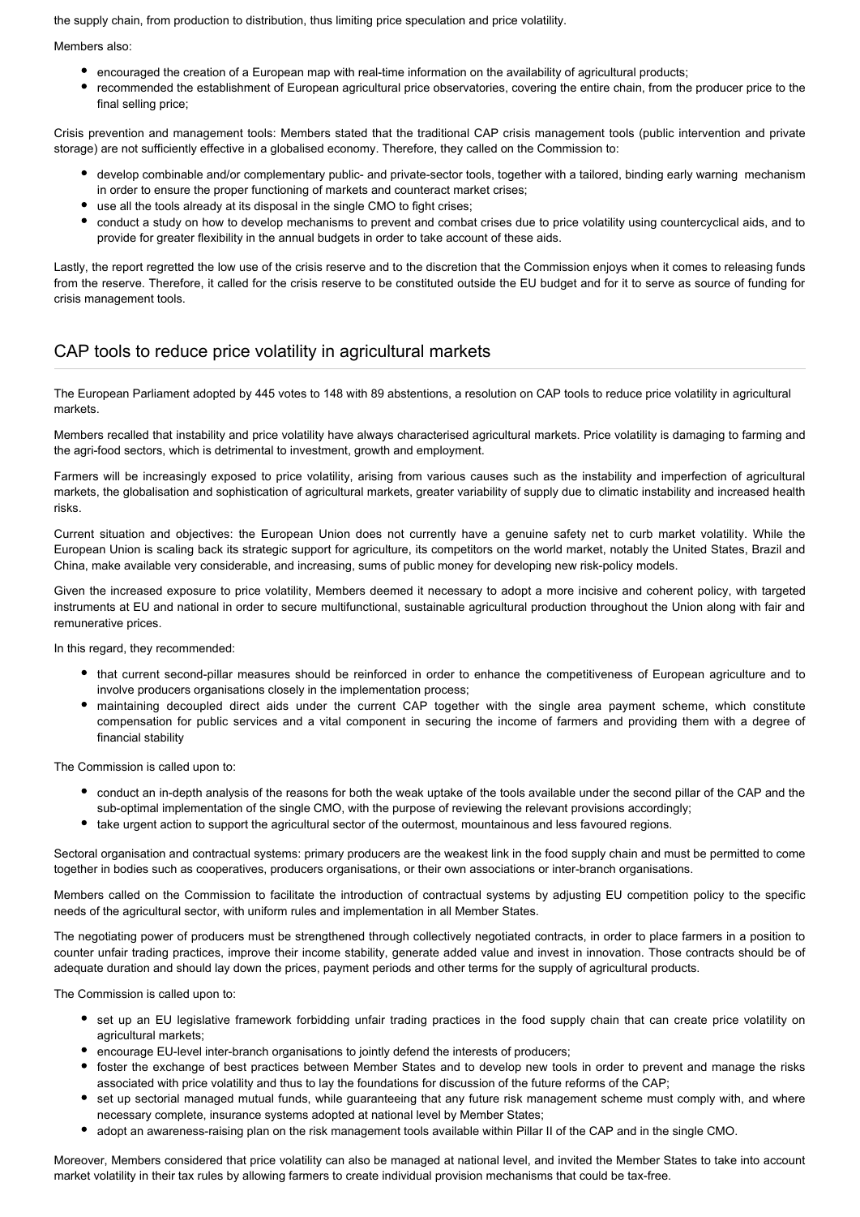the supply chain, from production to distribution, thus limiting price speculation and price volatility.

Members also:

- encouraged the creation of a European map with real-time information on the availability of agricultural products;
- recommended the establishment of European agricultural price observatories, covering the entire chain, from the producer price to the final selling price;

Crisis prevention and management tools: Members stated that the traditional CAP crisis management tools (public intervention and private storage) are not sufficiently effective in a globalised economy. Therefore, they called on the Commission to:

- develop combinable and/or complementary public- and private-sector tools, together with a tailored, binding early warning mechanism in order to ensure the proper functioning of markets and counteract market crises;
- use all the tools already at its disposal in the single CMO to fight crises;
- conduct a study on how to develop mechanisms to prevent and combat crises due to price volatility using countercyclical aids, and to provide for greater flexibility in the annual budgets in order to take account of these aids.

Lastly, the report regretted the low use of the crisis reserve and to the discretion that the Commission enjoys when it comes to releasing funds from the reserve. Therefore, it called for the crisis reserve to be constituted outside the EU budget and for it to serve as source of funding for crisis management tools.

## CAP tools to reduce price volatility in agricultural markets

The European Parliament adopted by 445 votes to 148 with 89 abstentions, a resolution on CAP tools to reduce price volatility in agricultural markets.

Members recalled that instability and price volatility have always characterised agricultural markets. Price volatility is damaging to farming and the agri-food sectors, which is detrimental to investment, growth and employment.

Farmers will be increasingly exposed to price volatility, arising from various causes such as the instability and imperfection of agricultural markets, the globalisation and sophistication of agricultural markets, greater variability of supply due to climatic instability and increased health risks.

Current situation and objectives: the European Union does not currently have a genuine safety net to curb market volatility. While the European Union is scaling back its strategic support for agriculture, its competitors on the world market, notably the United States, Brazil and China, make available very considerable, and increasing, sums of public money for developing new risk-policy models.

Given the increased exposure to price volatility, Members deemed it necessary to adopt a more incisive and coherent policy, with targeted instruments at EU and national in order to secure multifunctional, sustainable agricultural production throughout the Union along with fair and remunerative prices.

In this regard, they recommended:

- that current second-pillar measures should be reinforced in order to enhance the competitiveness of European agriculture and to involve producers organisations closely in the implementation process;
- maintaining decoupled direct aids under the current CAP together with the single area payment scheme, which constitute compensation for public services and a vital component in securing the income of farmers and providing them with a degree of financial stability

The Commission is called upon to:

- conduct an in-depth analysis of the reasons for both the weak uptake of the tools available under the second pillar of the CAP and the sub-optimal implementation of the single CMO, with the purpose of reviewing the relevant provisions accordingly;
- take urgent action to support the agricultural sector of the outermost, mountainous and less favoured regions.

Sectoral organisation and contractual systems: primary producers are the weakest link in the food supply chain and must be permitted to come together in bodies such as cooperatives, producers organisations, or their own associations or inter-branch organisations.

Members called on the Commission to facilitate the introduction of contractual systems by adjusting EU competition policy to the specific needs of the agricultural sector, with uniform rules and implementation in all Member States.

The negotiating power of producers must be strengthened through collectively negotiated contracts, in order to place farmers in a position to counter unfair trading practices, improve their income stability, generate added value and invest in innovation. Those contracts should be of adequate duration and should lay down the prices, payment periods and other terms for the supply of agricultural products.

The Commission is called upon to:

- set up an EU legislative framework forbidding unfair trading practices in the food supply chain that can create price volatility on agricultural markets;
- encourage EU-level inter-branch organisations to jointly defend the interests of producers;
- foster the exchange of best practices between Member States and to develop new tools in order to prevent and manage the risks associated with price volatility and thus to lay the foundations for discussion of the future reforms of the CAP;
- set up sectorial managed mutual funds, while guaranteeing that any future risk management scheme must comply with, and where necessary complete, insurance systems adopted at national level by Member States;
- adopt an awareness-raising plan on the risk management tools available within Pillar II of the CAP and in the single CMO.

Moreover, Members considered that price volatility can also be managed at national level, and invited the Member States to take into account market volatility in their tax rules by allowing farmers to create individual provision mechanisms that could be tax-free.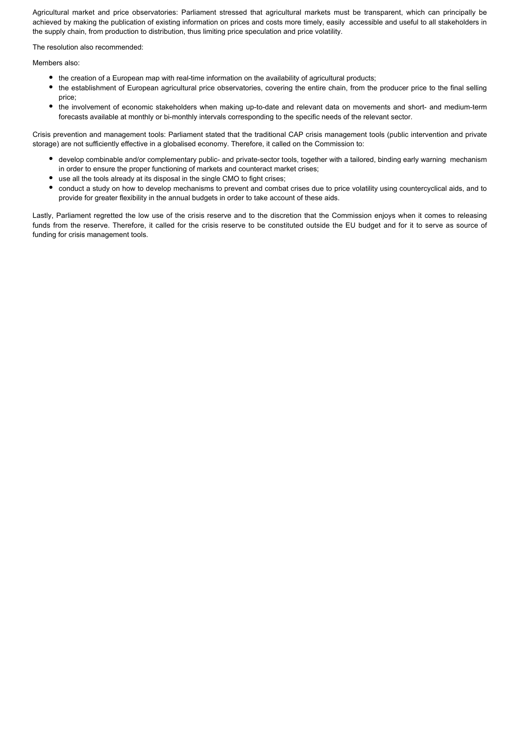Agricultural market and price observatories: Parliament stressed that agricultural markets must be transparent, which can principally be achieved by making the publication of existing information on prices and costs more timely, easily accessible and useful to all stakeholders in the supply chain, from production to distribution, thus limiting price speculation and price volatility.

The resolution also recommended:

Members also:

- the creation of a European map with real-time information on the availability of agricultural products;
- the establishment of European agricultural price observatories, covering the entire chain, from the producer price to the final selling price;
- the involvement of economic stakeholders when making up-to-date and relevant data on movements and short- and medium-term forecasts available at monthly or bi-monthly intervals corresponding to the specific needs of the relevant sector.

Crisis prevention and management tools: Parliament stated that the traditional CAP crisis management tools (public intervention and private storage) are not sufficiently effective in a globalised economy. Therefore, it called on the Commission to:

- develop combinable and/or complementary public- and private-sector tools, together with a tailored, binding early warning mechanism in order to ensure the proper functioning of markets and counteract market crises;
- use all the tools already at its disposal in the single CMO to fight crises;
- conduct a study on how to develop mechanisms to prevent and combat crises due to price volatility using countercyclical aids, and to provide for greater flexibility in the annual budgets in order to take account of these aids.

Lastly, Parliament regretted the low use of the crisis reserve and to the discretion that the Commission enjoys when it comes to releasing funds from the reserve. Therefore, it called for the crisis reserve to be constituted outside the EU budget and for it to serve as source of funding for crisis management tools.